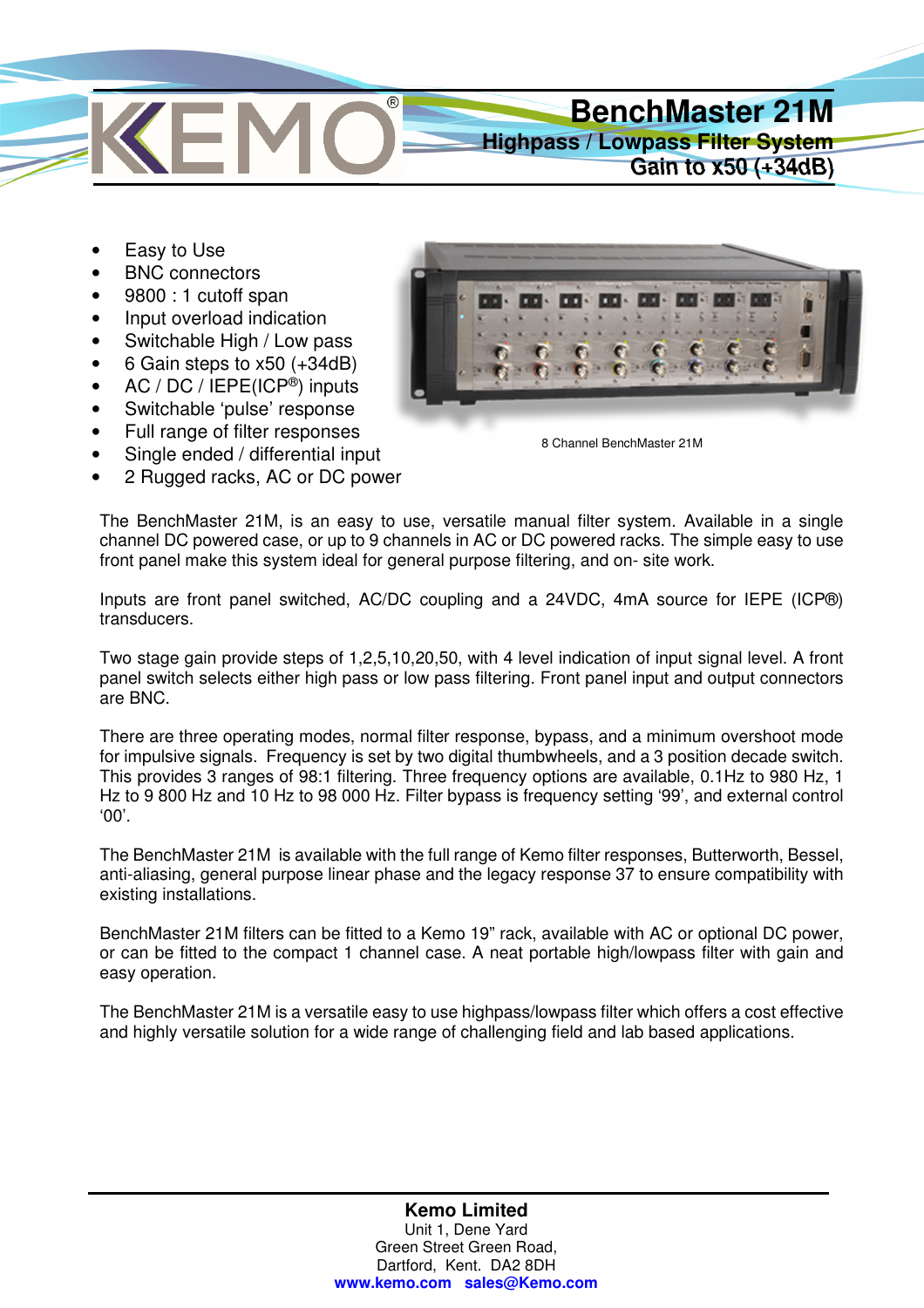# BenchMaster 21M

## Highpass / Lowpass Filter System

### Gain to x50 (+34dB)

- Easy to Use
- BNC connectors
- 9800 : 1 cutoff span
- Input overload indication
- Switchable High / Low pass
- 6 Gain steps to x50 (+34dB)
- AC / DC / IEPE(ICP®) inputs
- Switchable 'pulse' response
- Full range of filter responses
- Single ended / differential input
- 2 Rugged racks, AC or DC power

8 Channel BenchMaster 21M

The BenchMaster 21M, is an easy to use, versatile manual filter system. Available in a single channel DC powered case, or up to 9 channels in AC or DC powered racks. The simple easy to use front panel make this system ideal for general purpose filtering, and on- site work.

Inputs are front panel switched, AC/DC coupling and a 24VDC, 4mA source for IEPE (ICP®) transducers.

Two stage gain provide steps of 1,2,5,10,20,50, with 4 level indication of input signal level. A front panel switch selects either high pass or low pass filtering. Front panel input and output connectors are BNC.

There are three operating modes, normal filter response, bypass, and a minimum overshoot mode for impulsive signals. Frequency is set by two digital thumbwheels, and a 3 position decade switch. This provides 3 ranges of 98:1 filtering. Three frequency options are available, 0.1Hz to 980 Hz, 1 Hz to 9 800 Hz and 10 Hz to 98 000 Hz. Filter bypass is frequency setting '99', and external control '00'.

The BenchMaster 21M is available with the full range of Kemo filter responses, Butterworth, Bessel, anti-aliasing, general purpose linear phase and the legacy response 37 to ensure compatibility with existing installations.

BenchMaster 21M filters can be fitted to a Kemo 19" rack, available with AC or optional DC power, or can be fitted to the compact 1 channel case. A neat portable high/lowpass filter with gain and easy operation.

The BenchMaster 21M is a versatile easy to use highpass/lowpass filter which offers a cost effective and highly versatile solution for a wide range of challenging field and lab based applications.

**Kemo Limited**
Unit 1, Dene Yard
Green Street Green Road,
Dartford, Kent. DA2 8DH
www.kemo.com sales@Kemo.com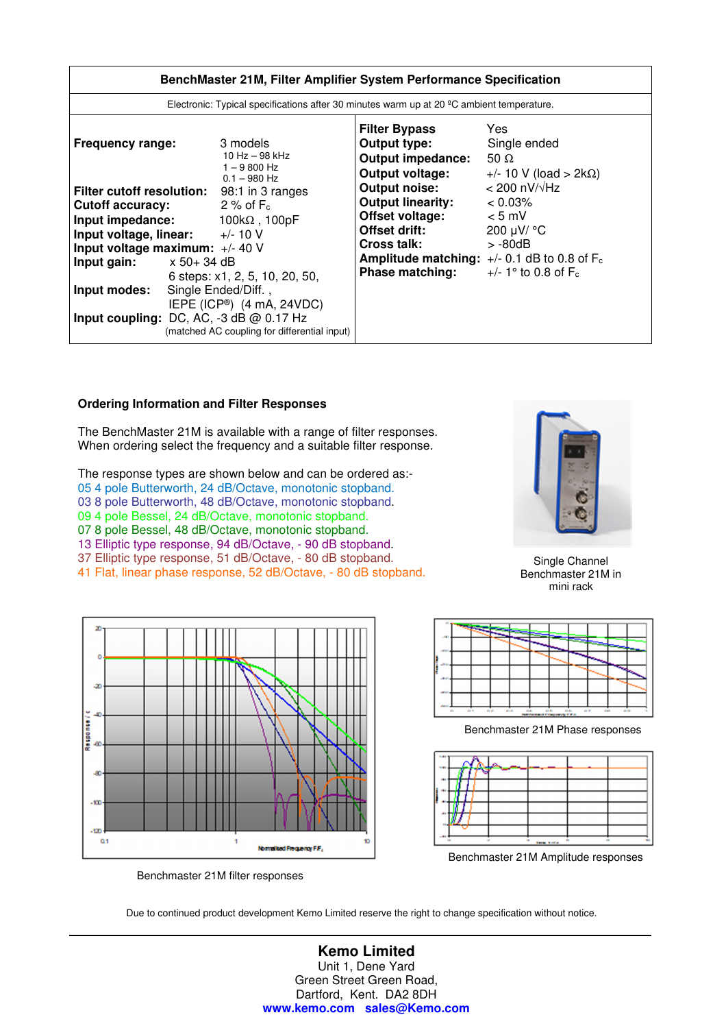**BenchMaster 21M, Filter Amplifier System Performance Specification**

Electronic: Typical specifications after 30 minutes warm up at 20 ºC ambient temperature.

| | | | |
|---|---|---|---|
| **Frequency range:** | 3 models<br>10 Hz – 98 kHz<br>1 – 9 800 Hz<br>0.1 – 980 Hz | **Filter Bypass** | Yes |
| **Filter cutoff resolution:** | 98:1 in 3 ranges | **Output type:** | Single ended |
| **Cutoff accuracy:** | 2 % of $F_c$ | **Output impedance:** | 50 Ω |
| **Input impedance:** | 100kΩ , 100pF | **Output voltage:** | +/- 10 V (load > 2kΩ) |
| **Input voltage, linear:** | +/- 10 V | **Output noise:** | < 200 nV/√Hz |
| **Input voltage maximum:** | +/- 40 V | **Output linearity:** | < 0.03% |
| **Input gain:** | x 50+ 34 dB<br>6 steps: x1, 2, 5, 10, 20, 50, | **Offset voltage:** | < 5 mV |
| **Input modes:** | Single Ended/Diff. ,<br>IEPE (ICP®) (4 mA, 24VDC) | **Offset drift:** | 200 µV/ °C |
| **Input coupling:** | DC, AC, -3 dB @ 0.17 Hz<br>(matched AC coupling for differential input) | **Cross talk:** | > -80dB |
| | | **Amplitude matching:** | +/- 0.1 dB to 0.8 of $F_c$ |
| | | **Phase matching:** | +/- 1° to 0.8 of $F_c$ |

**Ordering Information and Filter Responses**

The BenchMaster 21M is available with a range of filter responses.
When ordering select the frequency and a suitable filter response.

The response types are shown below and can be ordered as:-
05 4 pole Butterworth, 24 dB/Octave, monotonic stopband.
03 8 pole Butterworth, 48 dB/Octave, monotonic stopband.
09 4 pole Bessel, 24 dB/Octave, monotonic stopband.
07 8 pole Bessel, 48 dB/Octave, monotonic stopband.
13 Elliptic type response, 94 dB/Octave, - 90 dB stopband.
37 Elliptic type response, 51 dB/Octave, - 80 dB stopband.
41 Flat, linear phase response, 52 dB/Octave, - 80 dB stopband.

Single Channel Benchmaster 21M in mini rack

20
0
-20
-40
-60
-80
-100
-120
0.1
1
10
Response
Normalised Frequency F/Fc

Benchmaster 21M filter responses

Benchmaster 21M Phase responses

Benchmaster 21M Amplitude responses

Due to continued product development Kemo Limited reserve the right to change specification without notice.

**Kemo Limited**
Unit 1, Dene Yard
Green Street Green Road,
Dartford, Kent. DA2 8DH
**www.kemo.com sales@Kemo.com**